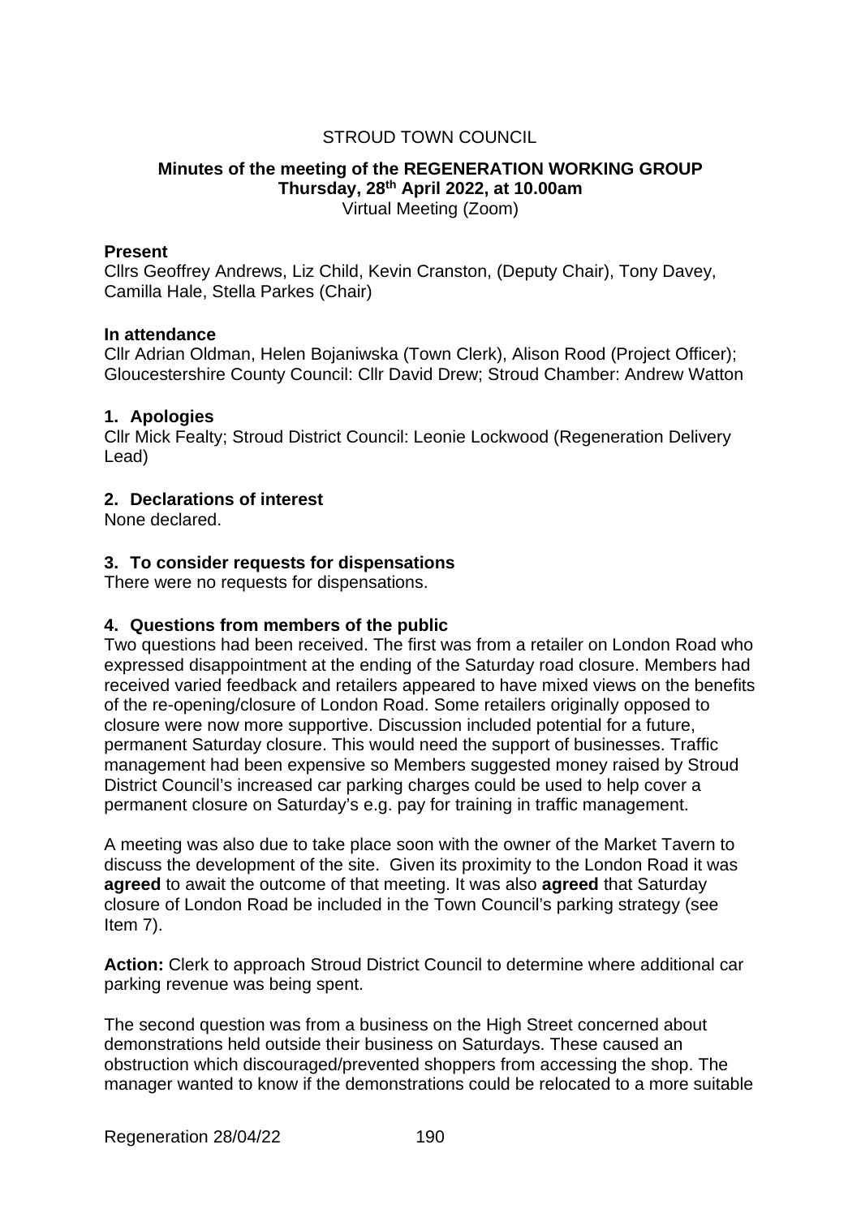STROUD TOWN COUNCIL

# Minutes of the meeting of the REGENERATION WORKING GROUP

**Thursday, 28th April 2022, at 10.00am**

Virtual Meeting (Zoom)

**Present**

Cllrs Geoffrey Andrews, Liz Child, Kevin Cranston, (Deputy Chair), Tony Davey, Camilla Hale, Stella Parkes (Chair)

**In attendance**

Cllr Adrian Oldman, Helen Bojaniwska (Town Clerk), Alison Rood (Project Officer); Gloucestershire County Council: Cllr David Drew; Stroud Chamber: Andrew Watton

## 1. Apologies

Cllr Mick Fealty; Stroud District Council: Leonie Lockwood (Regeneration Delivery Lead)

## 2. Declarations of interest

None declared.

## 3. To consider requests for dispensations

There were no requests for dispensations.

## 4. Questions from members of the public

Two questions had been received. The first was from a retailer on London Road who expressed disappointment at the ending of the Saturday road closure. Members had received varied feedback and retailers appeared to have mixed views on the benefits of the re-opening/closure of London Road. Some retailers originally opposed to closure were now more supportive. Discussion included potential for a future, permanent Saturday closure. This would need the support of businesses. Traffic management had been expensive so Members suggested money raised by Stroud District Council's increased car parking charges could be used to help cover a permanent closure on Saturday's e.g. pay for training in traffic management.

A meeting was also due to take place soon with the owner of the Market Tavern to discuss the development of the site. Given its proximity to the London Road it was **agreed** to await the outcome of that meeting. It was also **agreed** that Saturday closure of London Road be included in the Town Council's parking strategy (see Item 7).

**Action:** Clerk to approach Stroud District Council to determine where additional car parking revenue was being spent.

The second question was from a business on the High Street concerned about demonstrations held outside their business on Saturdays. These caused an obstruction which discouraged/prevented shoppers from accessing the shop. The manager wanted to know if the demonstrations could be relocated to a more suitable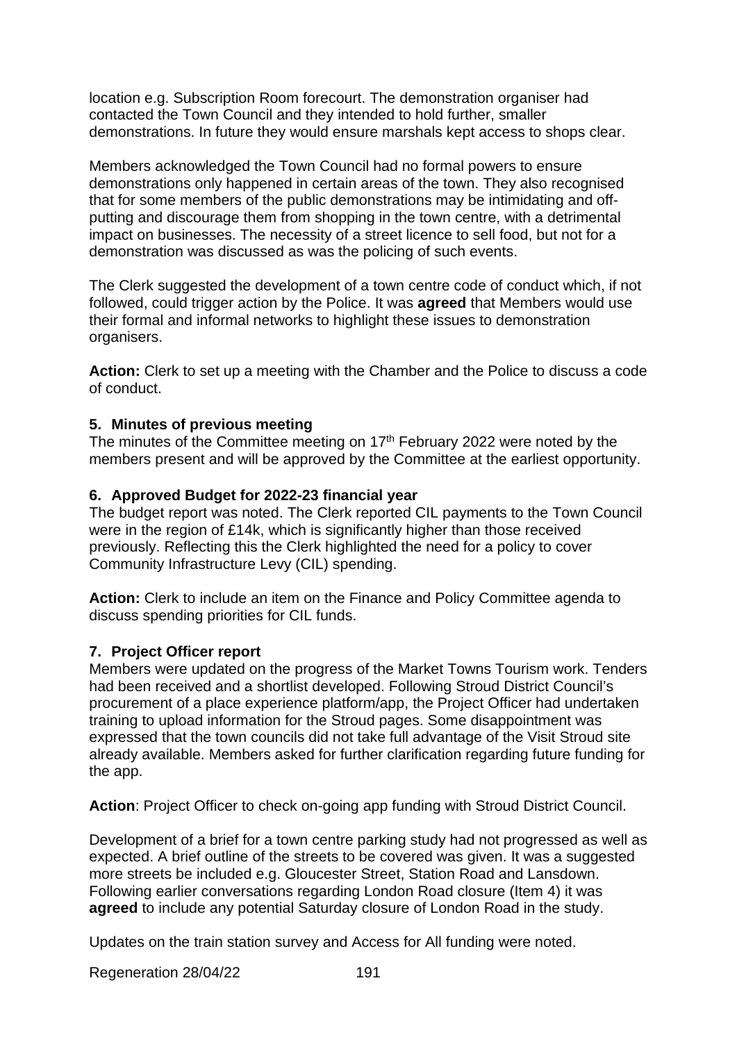location e.g. Subscription Room forecourt. The demonstration organiser had contacted the Town Council and they intended to hold further, smaller demonstrations. In future they would ensure marshals kept access to shops clear.

Members acknowledged the Town Council had no formal powers to ensure demonstrations only happened in certain areas of the town. They also recognised that for some members of the public demonstrations may be intimidating and off-putting and discourage them from shopping in the town centre, with a detrimental impact on businesses. The necessity of a street licence to sell food, but not for a demonstration was discussed as was the policing of such events.

The Clerk suggested the development of a town centre code of conduct which, if not followed, could trigger action by the Police. It was **agreed** that Members would use their formal and informal networks to highlight these issues to demonstration organisers.

**Action:** Clerk to set up a meeting with the Chamber and the Police to discuss a code of conduct.

### 5. Minutes of previous meeting

The minutes of the Committee meeting on 17th February 2022 were noted by the members present and will be approved by the Committee at the earliest opportunity.

### 6. Approved Budget for 2022-23 financial year

The budget report was noted. The Clerk reported CIL payments to the Town Council were in the region of £14k, which is significantly higher than those received previously. Reflecting this the Clerk highlighted the need for a policy to cover Community Infrastructure Levy (CIL) spending.

**Action:** Clerk to include an item on the Finance and Policy Committee agenda to discuss spending priorities for CIL funds.

### 7. Project Officer report

Members were updated on the progress of the Market Towns Tourism work. Tenders had been received and a shortlist developed. Following Stroud District Council's procurement of a place experience platform/app, the Project Officer had undertaken training to upload information for the Stroud pages. Some disappointment was expressed that the town councils did not take full advantage of the Visit Stroud site already available. Members asked for further clarification regarding future funding for the app.

**Action**: Project Officer to check on-going app funding with Stroud District Council.

Development of a brief for a town centre parking study had not progressed as well as expected. A brief outline of the streets to be covered was given. It was a suggested more streets be included e.g. Gloucester Street, Station Road and Lansdown. Following earlier conversations regarding London Road closure (Item 4) it was **agreed** to include any potential Saturday closure of London Road in the study.

Updates on the train station survey and Access for All funding were noted.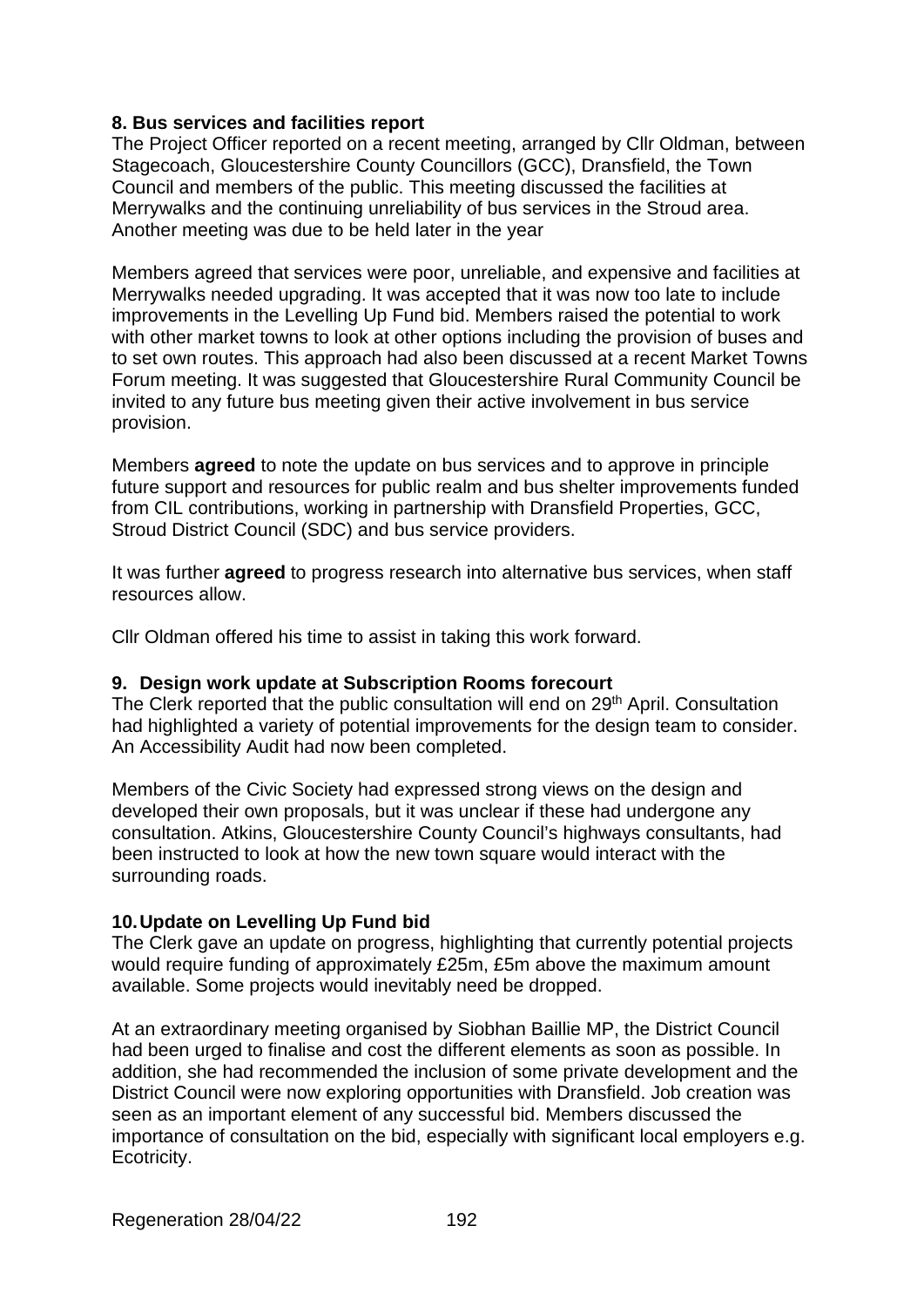**8. Bus services and facilities report**

The Project Officer reported on a recent meeting, arranged by Cllr Oldman, between Stagecoach, Gloucestershire County Councillors (GCC), Dransfield, the Town Council and members of the public. This meeting discussed the facilities at Merrywalks and the continuing unreliability of bus services in the Stroud area. Another meeting was due to be held later in the year

Members agreed that services were poor, unreliable, and expensive and facilities at Merrywalks needed upgrading. It was accepted that it was now too late to include improvements in the Levelling Up Fund bid. Members raised the potential to work with other market towns to look at other options including the provision of buses and to set own routes. This approach had also been discussed at a recent Market Towns Forum meeting. It was suggested that Gloucestershire Rural Community Council be invited to any future bus meeting given their active involvement in bus service provision.

Members **agreed** to note the update on bus services and to approve in principle future support and resources for public realm and bus shelter improvements funded from CIL contributions, working in partnership with Dransfield Properties, GCC, Stroud District Council (SDC) and bus service providers.

It was further **agreed** to progress research into alternative bus services, when staff resources allow.

Cllr Oldman offered his time to assist in taking this work forward.

**9. Design work update at Subscription Rooms forecourt**

The Clerk reported that the public consultation will end on 29th April. Consultation had highlighted a variety of potential improvements for the design team to consider. An Accessibility Audit had now been completed.

Members of the Civic Society had expressed strong views on the design and developed their own proposals, but it was unclear if these had undergone any consultation. Atkins, Gloucestershire County Council's highways consultants, had been instructed to look at how the new town square would interact with the surrounding roads.

**10. Update on Levelling Up Fund bid**

The Clerk gave an update on progress, highlighting that currently potential projects would require funding of approximately £25m, £5m above the maximum amount available. Some projects would inevitably need be dropped.

At an extraordinary meeting organised by Siobhan Baillie MP, the District Council had been urged to finalise and cost the different elements as soon as possible. In addition, she had recommended the inclusion of some private development and the District Council were now exploring opportunities with Dransfield. Job creation was seen as an important element of any successful bid. Members discussed the importance of consultation on the bid, especially with significant local employers e.g. Ecotricity.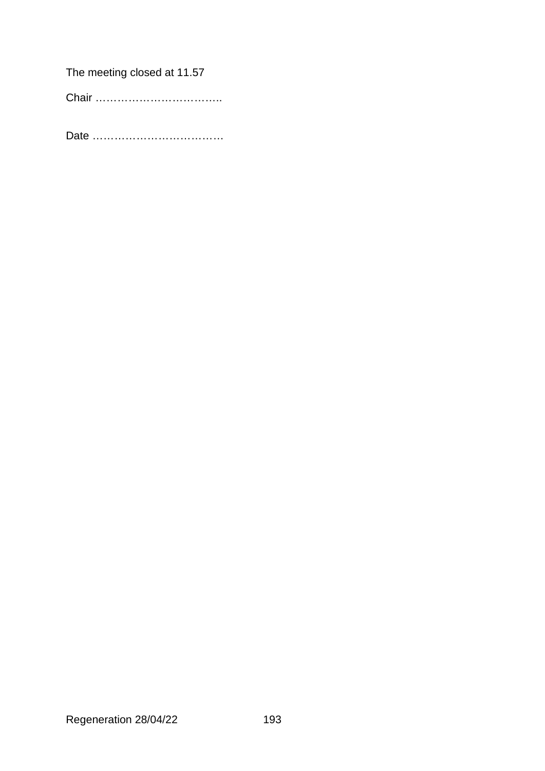The meeting closed at 11.57

Chair ……………………………..

Date ………………………………